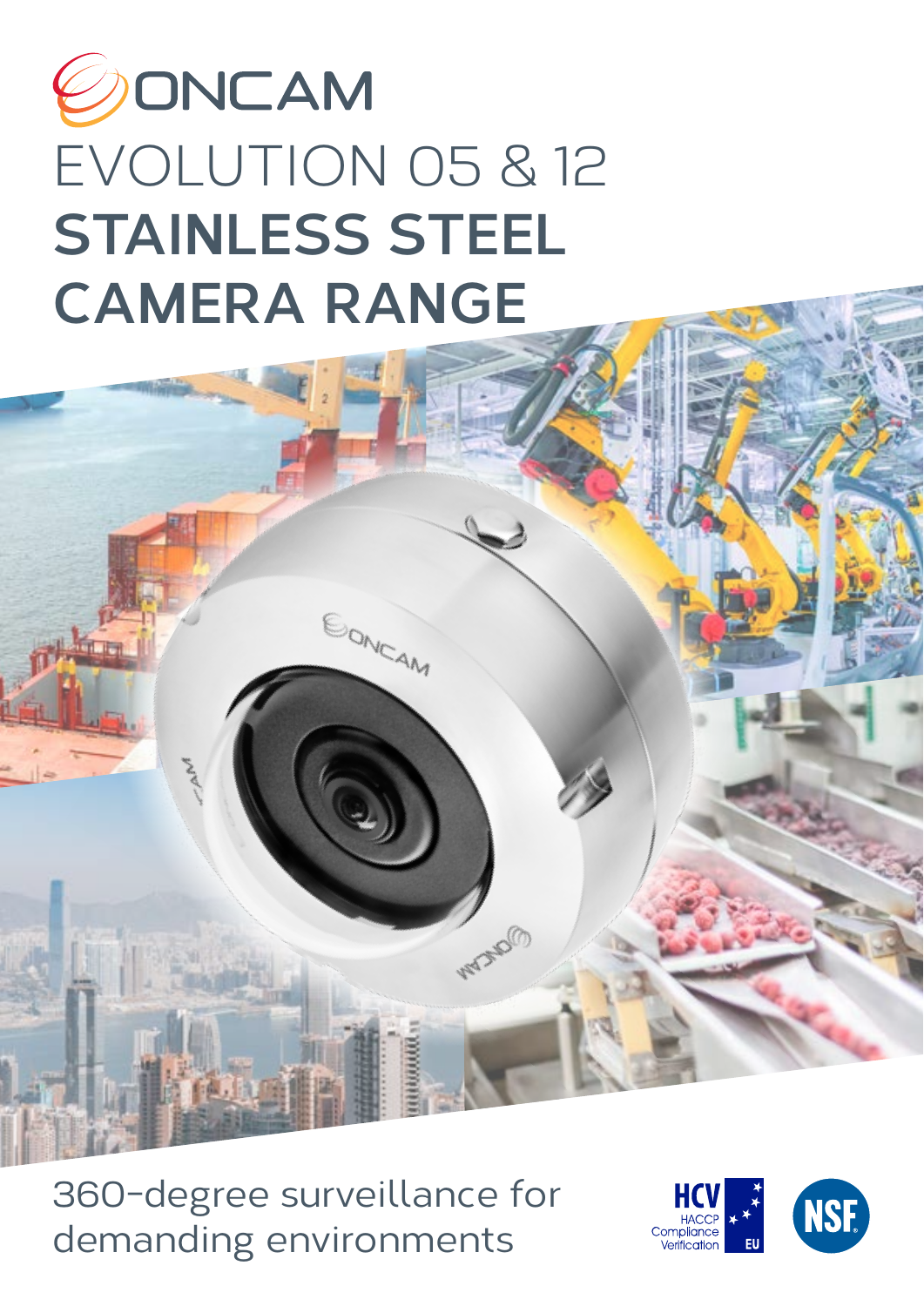# ONCAM

# EVOLUTION 05 & 12
# STAINLESS STEEL CAMERA RANGE

360-degree surveillance for demanding environments

HCV HACCP Compliance Verification EU

NSF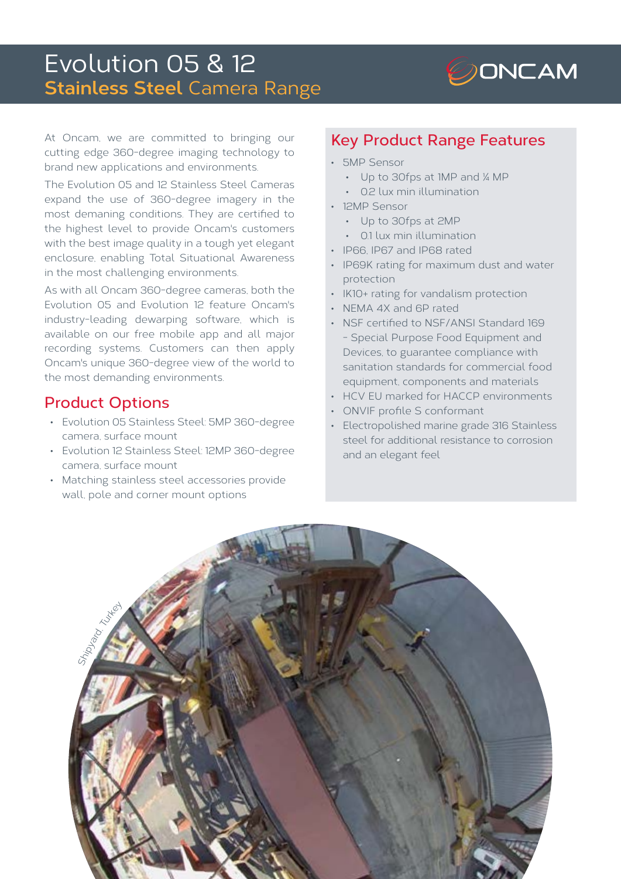# Evolution 05 & 12
## **Stainless Steel** Camera Range

At Oncam, we are committed to bringing our cutting edge 360-degree imaging technology to brand new applications and environments.

The Evolution 05 and 12 Stainless Steel Cameras expand the use of 360-degree imagery in the most demaning conditions. They are certified to the highest level to provide Oncam's customers with the best image quality in a tough yet elegant enclosure, enabling Total Situational Awareness in the most challenging environments.

As with all Oncam 360-degree cameras, both the Evolution 05 and Evolution 12 feature Oncam's industry-leading dewarping software, which is available on our free mobile app and all major recording systems. Customers can then apply Oncam's unique 360-degree view of the world to the most demanding environments.

## Product Options

- Evolution 05 Stainless Steel: 5MP 360-degree camera, surface mount
- Evolution 12 Stainless Steel: 12MP 360-degree camera, surface mount
- Matching stainless steel accessories provide wall, pole and corner mount options

## Key Product Range Features

- 5MP Sensor
  - Up to 30fps at 1MP and ¼ MP
  - 0.2 lux min illumination
- 12MP Sensor
  - Up to 30fps at 2MP
  - 0.1 lux min illumination
- IP66, IP67 and IP68 rated
- IP69K rating for maximum dust and water protection
- IK10+ rating for vandalism protection
- NEMA 4X and 6P rated
- NSF certified to NSF/ANSI Standard 169 - Special Purpose Food Equipment and Devices, to guarantee compliance with sanitation standards for commercial food equipment, components and materials
- HCV EU marked for HACCP environments
- ONVIF profile S conformant
- Electropolished marine grade 316 Stainless steel for additional resistance to corrosion and an elegant feel

Shipyard, Turkey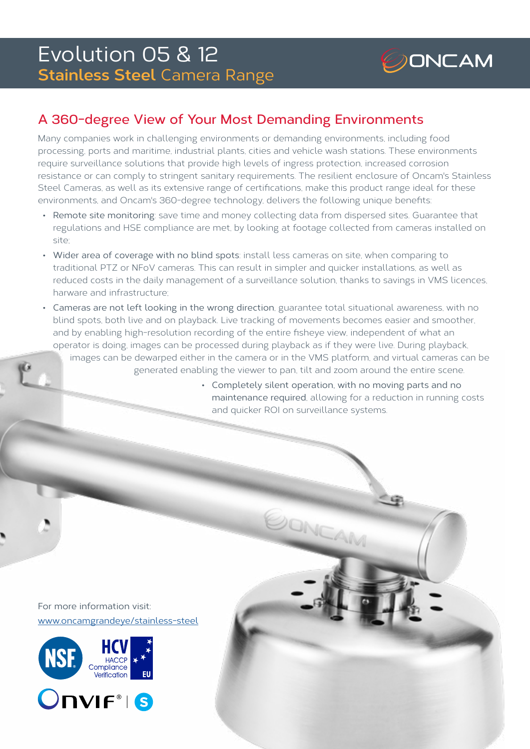# Evolution 05 & 12

**Stainless Steel** Camera Range

## A 360-degree View of Your Most Demanding Environments

Many companies work in challenging environments or demanding environments, including food processing, ports and maritime, industrial plants, cities and vehicle wash stations. These environments require surveillance solutions that provide high levels of ingress protection, increased corrosion resistance or can comply to stringent sanitary requirements. The resilient enclosure of Oncam's Stainless Steel Cameras, as well as its extensive range of certifications, make this product range ideal for these environments, and Oncam's 360-degree technology, delivers the following unique benefits:

- Remote site monitoring: save time and money collecting data from dispersed sites. Guarantee that regulations and HSE compliance are met, by looking at footage collected from cameras installed on site;
- Wider area of coverage with no blind spots: install less cameras on site, when comparing to traditional PTZ or NFoV cameras. This can result in simpler and quicker installations, as well as reduced costs in the daily management of a surveillance solution, thanks to savings in VMS licences, harware and infrastructure;
- Cameras are not left looking in the wrong direction, guarantee total situational awareness, with no blind spots, both live and on playback. Live tracking of movements becomes easier and smoother, and by enabling high-resolution recording of the entire fisheye view, independent of what an operator is doing, images can be processed during playback as if they were live. During playback, images can be dewarped either in the camera or in the VMS platform, and virtual cameras can be generated enabling the viewer to pan, tilt and zoom around the entire scene.
- Completely silent operation, with no moving parts and no maintenance required, allowing for a reduction in running costs and quicker ROI on surveillance systems.

For more information visit:
www.oncamgrandeye/stainless-steel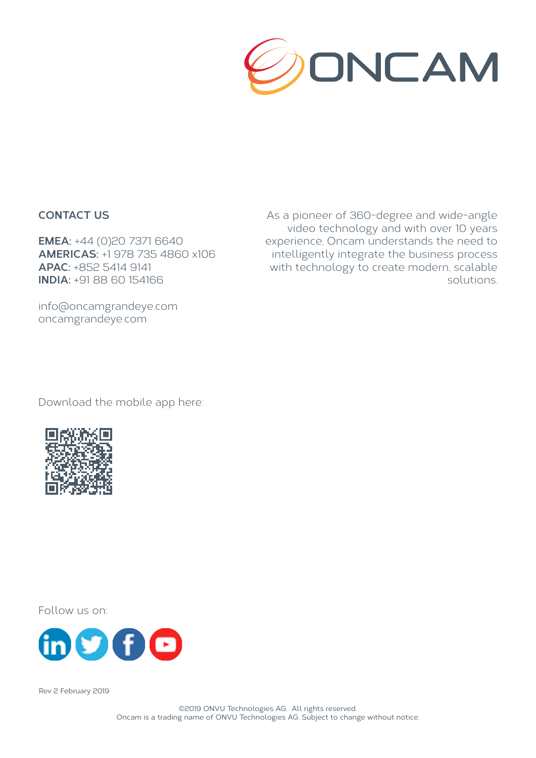ONCAM

## CONTACT US

**EMEA:** +44 (0)20 7371 6640
**AMERICAS:** +1 978 735 4860 x106
**APAC:** +852 5414 9141
**INDIA:** +91 88 60 154166

info@oncamgrandeye.com
oncamgrandeye.com

As a pioneer of 360-degree and wide-angle video technology and with over 10 years experience, Oncam understands the need to intelligently integrate the business process with technology to create modern, scalable solutions.

Download the mobile app here:

Follow us on:

Rev 2 February 2019

©2019 ONVU Technologies AG. All rights reserved.
Oncam is a trading name of ONVU Technologies AG. Subject to change without notice.